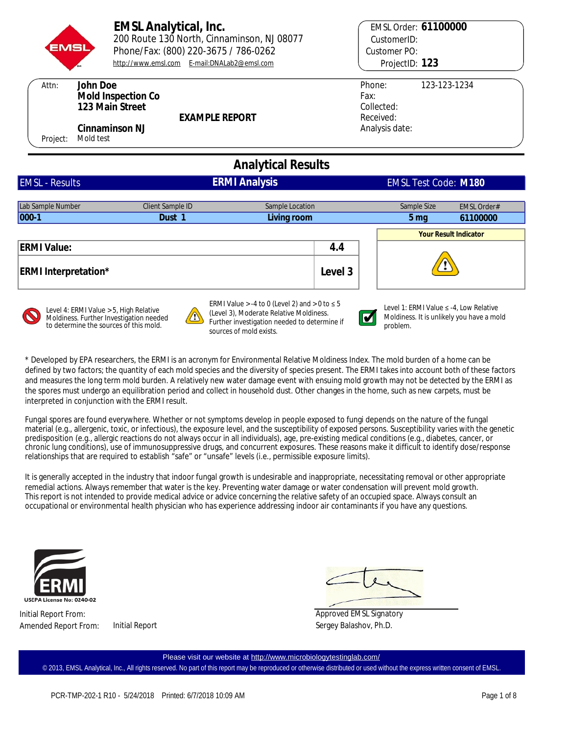# EMSL Analytical, Inc.

200 Route 130 North, Cinnaminson, NJ 08077
Phone/Fax: (800) 220-3675 / 786-0262
http://www.emsl.com E-mail:DNALab2@emsl.com

EMSL Order: **61100000**
CustomerID:
Customer PO:
ProjectID: **123**

Attn: **John Doe**
**Mold Inspection Co**
**123 Main Street**

**Cinnaminson NJ**

Project: Mold test

**EXAMPLE REPORT**

Phone: 123-123-1234
Fax:
Collected:
Received:
Analysis date:

## Analytical Results

| EMSL - Results | ERMI Analysis | EMSL Test Code: M180 |
|---|---|---|

| Lab Sample Number | Client Sample ID | Sample Location | Sample Size | EMSL Order# |
|---|---|---|---|---|
| **000-1** | **Dust 1** | **Living room** | **5 mg** | **61100000** |

| | | Your Result Indicator |
|---|---|---|
| **ERMI Value:** | **4.4** | ⚠ |
| **ERMI Interpretation*** | **Level 3** | |

Level 4: ERMI Value > 5, High Relative Moldiness. Further Investigation needed to determine the sources of this mold.

ERMI Value > -4 to 0 (Level 2) and > 0 to ≤ 5 (Level 3), Moderate Relative Moldiness. Further investigation needed to determine if sources of mold exists.

Level 1: ERMI Value ≤ -4, Low Relative Moldiness. It is unlikely you have a mold problem.

* Developed by EPA researchers, the ERMI is an acronym for Environmental Relative Moldiness Index. The mold burden of a home can be defined by two factors; the quantity of each mold species and the diversity of species present. The ERMI takes into account both of these factors and measures the long term mold burden. A relatively new water damage event with ensuing mold growth may not be detected by the ERMI as the spores must undergo an equilibration period and collect in household dust. Other changes in the home, such as new carpets, must be interpreted in conjunction with the ERMI result.

Fungal spores are found everywhere. Whether or not symptoms develop in people exposed to fungi depends on the nature of the fungal material (e.g., allergenic, toxic, or infectious), the exposure level, and the susceptibility of exposed persons. Susceptibility varies with the genetic predisposition (e.g., allergic reactions do not always occur in all individuals), age, pre-existing medical conditions (e.g., diabetes, cancer, or chronic lung conditions), use of immunosuppressive drugs, and concurrent exposures. These reasons make it difficult to identify dose/response relationships that are required to establish "safe" or "unsafe" levels (i.e., permissible exposure limits).

It is generally accepted in the industry that indoor fungal growth is undesirable and inappropriate, necessitating removal or other appropriate remedial actions. Always remember that water is the key. Preventing water damage or water condensation will prevent mold growth. This report is not intended to provide medical advice or advice concerning the relative safety of an occupied space. Always consult an occupational or environmental health physician who has experience addressing indoor air contaminants if you have any questions.

ERMI
USEPA License No: 0240-02

Initial Report From:
Amended Report From: Initial Report

Approved EMSL Signatory
Sergey Balashov, Ph.D.

Please visit our website at http://www.microbiologytestinglab.com/

© 2013, EMSL Analytical, Inc., All rights reserved. No part of this report may be reproduced or otherwise distributed or used without the express written consent of EMSL.

PCR-TMP-202-1 R10 - 5/24/2018 Printed: 6/7/2018 10:09 AM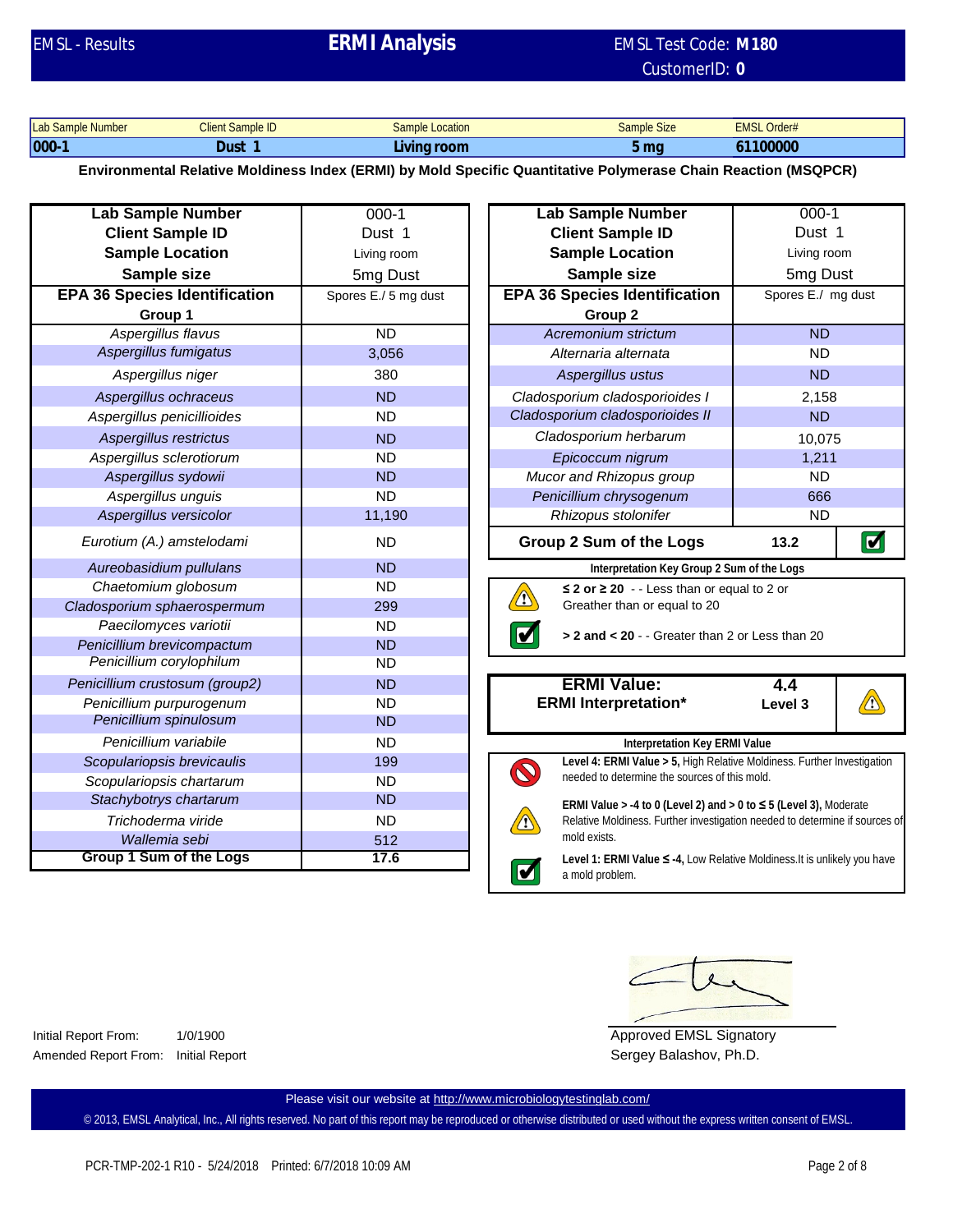EMSL - Results

# ERMI Analysis

EMSL Test Code: **M180**
CustomerID: **0**

| Lab Sample Number | Client Sample ID | Sample Location | Sample Size | EMSL Order# |
|---|---|---|---|---|
| **000-1** | **Dust 1** | **Living room** | **5 mg** | **61100000** |

**Environmental Relative Moldiness Index (ERMI) by Mold Specific Quantitative Polymerase Chain Reaction (MSQPCR)**

| **Lab Sample Number** | 000-1 |
|---|---|
| **Client Sample ID** | Dust 1 |
| **Sample Location** | Living room |
| **Sample size** | 5mg Dust |
| **EPA 36 Species Identification** | Spores E./ 5 mg dust |
| **Group 1** | |
| *Aspergillus flavus* | ND |
| *Aspergillus fumigatus* | 3,056 |
| *Aspergillus niger* | 380 |
| *Aspergillus ochraceus* | ND |
| *Aspergillus penicillioides* | ND |
| *Aspergillus restrictus* | ND |
| *Aspergillus sclerotiorum* | ND |
| *Aspergillus sydowii* | ND |
| *Aspergillus unguis* | ND |
| *Aspergillus versicolor* | 11,190 |
| *Eurotium (A.) amstelodami* | ND |
| *Aureobasidium pullulans* | ND |
| *Chaetomium globosum* | ND |
| *Cladosporium sphaerospermum* | 299 |
| *Paecilomyces variotii* | ND |
| *Penicillium brevicompactum* | ND |
| *Penicillium corylophilum* | ND |
| *Penicillium crustosum (group2)* | ND |
| *Penicillium purpurogenum* | ND |
| *Penicillium spinulosum* | ND |
| *Penicillium variabile* | ND |
| *Scopulariopsis brevicaulis* | 199 |
| *Scopulariopsis chartarum* | ND |
| *Stachybotrys chartarum* | ND |
| *Trichoderma viride* | ND |
| *Wallemia sebi* | 512 |
| **Group 1 Sum of the Logs** | **17.6** |

| **Lab Sample Number** | 000-1 | |
|---|---|---|
| **Client Sample ID** | Dust 1 | |
| **Sample Location** | Living room | |
| **Sample size** | 5mg Dust | |
| **EPA 36 Species Identification** | Spores E./ mg dust | |
| **Group 2** | | |
| *Acremonium strictum* | ND | |
| *Alternaria alternata* | ND | |
| *Aspergillus ustus* | ND | |
| *Cladosporium cladosporioides I* | 2,158 | |
| *Cladosporium cladosporioides II* | ND | |
| *Cladosporium herbarum* | 10,075 | |
| *Epicoccum nigrum* | 1,211 | |
| *Mucor and Rhizopus group* | ND | |
| *Penicillium chrysogenum* | 666 | |
| *Rhizopus stolonifer* | ND | |
| **Group 2 Sum of the Logs** | **13.2** | ☑ |

**Interpretation Key Group 2 Sum of the Logs**

- ⚠ **≤ 2 or ≥ 20** - - Less than or equal to 2 or Greather than or equal to 20
- ☑ **> 2 and < 20** - - Greater than 2 or Less than 20

| **ERMI Value:** | **4.4** | |
|---|---|---|
| **ERMI Interpretation*** | **Level 3** | ⚠ |

**Interpretation Key ERMI Value**

- 🚫 **Level 4: ERMI Value > 5,** High Relative Moldiness. Further Investigation needed to determine the sources of this mold.
- ⚠ **ERMI Value > -4 to 0 (Level 2) and > 0 to ≤ 5 (Level 3),** Moderate Relative Moldiness. Further investigation needed to determine if sources of mold exists.
- ☑ **Level 1: ERMI Value ≤ -4,** Low Relative Moldiness.It is unlikely you have a mold problem.

Initial Report From: 1/0/1900
Amended Report From: Initial Report

Approved EMSL Signatory
Sergey Balashov, Ph.D.

Please visit our website at http://www.microbiologytestinglab.com/

© 2013, EMSL Analytical, Inc., All rights reserved. No part of this report may be reproduced or otherwise distributed or used without the express written consent of EMSL.

PCR-TMP-202-1 R10 - 5/24/2018 Printed: 6/7/2018 10:09 AM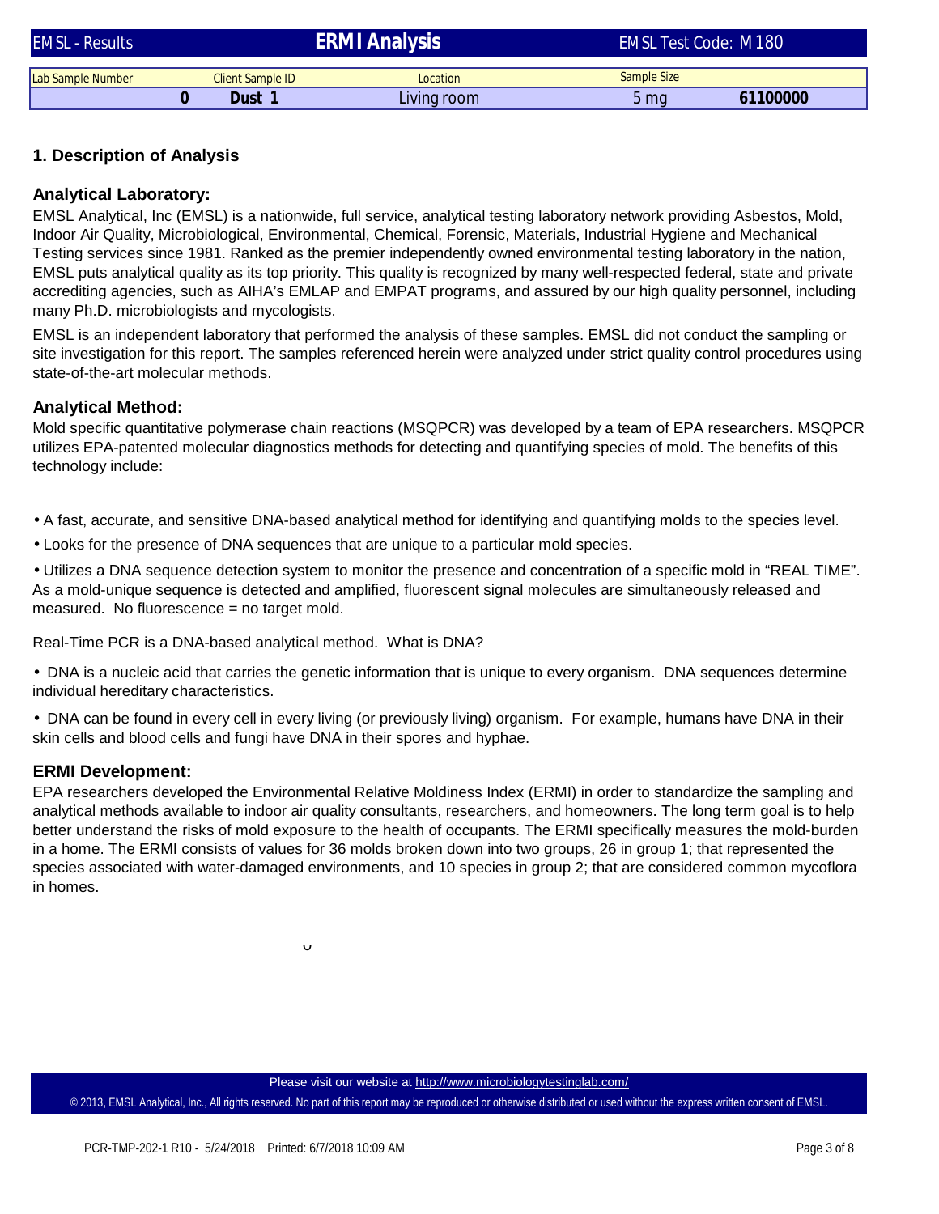| EMSL - Results | | ERMI Analysis | EMSL Test Code: M180 | |
|---|---|---|---|---|
| Lab Sample Number | Client Sample ID | Location | Sample Size | |
| 0 | Dust 1 | Living room | 5 mg | 61100000 |

## 1. Description of Analysis

### Analytical Laboratory:

EMSL Analytical, Inc (EMSL) is a nationwide, full service, analytical testing laboratory network providing Asbestos, Mold, Indoor Air Quality, Microbiological, Environmental, Chemical, Forensic, Materials, Industrial Hygiene and Mechanical Testing services since 1981. Ranked as the premier independently owned environmental testing laboratory in the nation, EMSL puts analytical quality as its top priority. This quality is recognized by many well-respected federal, state and private accrediting agencies, such as AIHA's EMLAP and EMPAT programs, and assured by our high quality personnel, including many Ph.D. microbiologists and mycologists.

EMSL is an independent laboratory that performed the analysis of these samples. EMSL did not conduct the sampling or site investigation for this report. The samples referenced herein were analyzed under strict quality control procedures using state-of-the-art molecular methods.

### Analytical Method:

Mold specific quantitative polymerase chain reactions (MSQPCR) was developed by a team of EPA researchers. MSQPCR utilizes EPA-patented molecular diagnostics methods for detecting and quantifying species of mold. The benefits of this technology include:

- A fast, accurate, and sensitive DNA-based analytical method for identifying and quantifying molds to the species level.
- Looks for the presence of DNA sequences that are unique to a particular mold species.
- Utilizes a DNA sequence detection system to monitor the presence and concentration of a specific mold in "REAL TIME". As a mold-unique sequence is detected and amplified, fluorescent signal molecules are simultaneously released and measured. No fluorescence = no target mold.

Real-Time PCR is a DNA-based analytical method. What is DNA?

- DNA is a nucleic acid that carries the genetic information that is unique to every organism. DNA sequences determine individual hereditary characteristics.
- DNA can be found in every cell in every living (or previously living) organism. For example, humans have DNA in their skin cells and blood cells and fungi have DNA in their spores and hyphae.

### ERMI Development:

EPA researchers developed the Environmental Relative Moldiness Index (ERMI) in order to standardize the sampling and analytical methods available to indoor air quality consultants, researchers, and homeowners. The long term goal is to help better understand the risks of mold exposure to the health of occupants. The ERMI specifically measures the mold-burden in a home. The ERMI consists of values for 36 molds broken down into two groups, 26 in group 1; that represented the species associated with water-damaged environments, and 10 species in group 2; that are considered common mycoflora in homes.

Please visit our website at http://www.microbiologytestinglab.com/

© 2013, EMSL Analytical, Inc., All rights reserved. No part of this report may be reproduced or otherwise distributed or used without the express written consent of EMSL.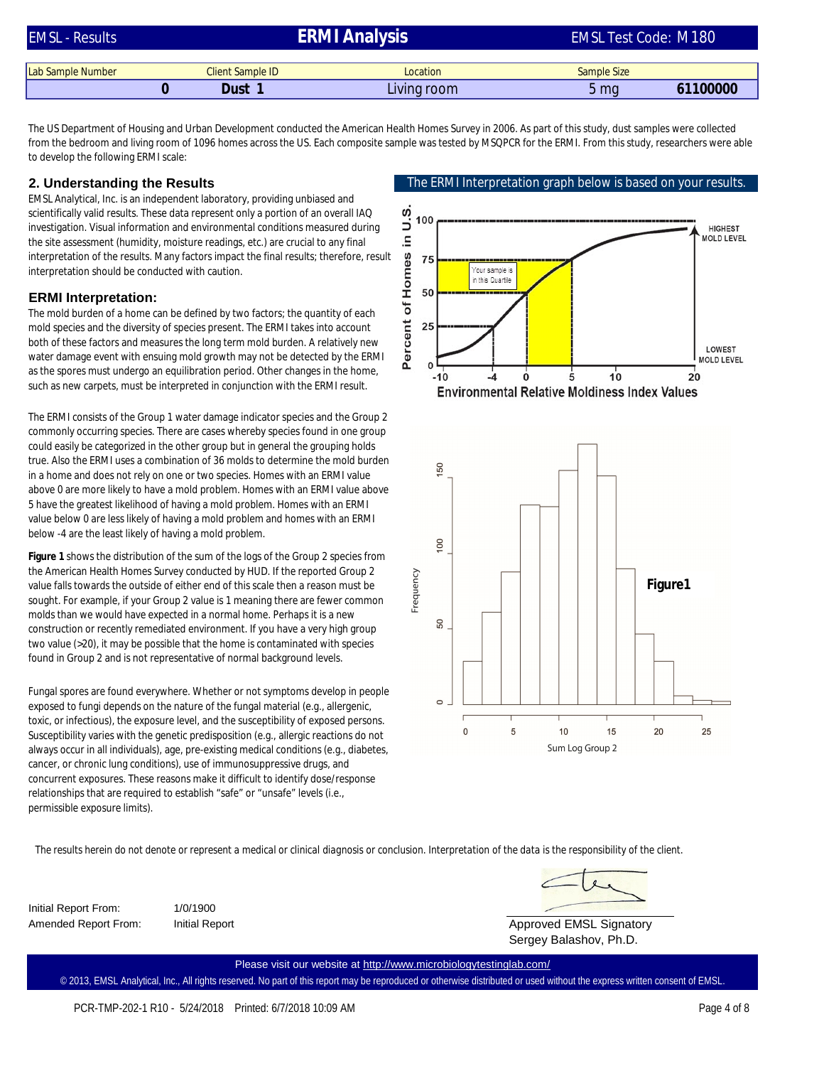# ERMI Analysis

EMSL - Results | EMSL Test Code: M180

| Lab Sample Number | Client Sample ID | Location | Sample Size | |
|---|---|---|---|---|
| 0 | Dust 1 | Living room | 5 mg | 61100000 |

The US Department of Housing and Urban Development conducted the American Health Homes Survey in 2006. As part of this study, dust samples were collected from the bedroom and living room of 1096 homes across the US. Each composite sample was tested by MSQPCR for the ERMI. From this study, researchers were able to develop the following ERMI scale:

## 2. Understanding the Results

EMSL Analytical, Inc. is an independent laboratory, providing unbiased and scientifically valid results. These data represent only a portion of an overall IAQ investigation. Visual information and environmental conditions measured during the site assessment (humidity, moisture readings, etc.) are crucial to any final interpretation of the results. Many factors impact the final results; therefore, result interpretation should be conducted with caution.

### ERMI Interpretation:

The mold burden of a home can be defined by two factors; the quantity of each mold species and the diversity of species present. The ERMI takes into account both of these factors and measures the long term mold burden. A relatively new water damage event with ensuing mold growth may not be detected by the ERMI as the spores must undergo an equilibration period. Other changes in the home, such as new carpets, must be interpreted in conjunction with the ERMI result.

The ERMI consists of the Group 1 water damage indicator species and the Group 2 commonly occurring species. There are cases whereby species found in one group could easily be categorized in the other group but in general the grouping holds true. Also the ERMI uses a combination of 36 molds to determine the mold burden in a home and does not rely on one or two species. Homes with an ERMI value above 0 are more likely to have a mold problem. Homes with an ERMI value above 5 have the greatest likelihood of having a mold problem. Homes with an ERMI value below 0 are less likely of having a mold problem and homes with an ERMI below -4 are the least likely of having a mold problem.

**Figure 1** shows the distribution of the sum of the logs of the Group 2 species from the American Health Homes Survey conducted by HUD. If the reported Group 2 value falls towards the outside of either end of this scale then a reason must be sought. For example, if your Group 2 value is 1 meaning there are fewer common molds than we would have expected in a normal home. Perhaps it is a new construction or recently remediated environment. If you have a very high group two value (>20), it may be possible that the home is contaminated with species found in Group 2 and is not representative of normal background levels.

Fungal spores are found everywhere. Whether or not symptoms develop in people exposed to fungi depends on the nature of the fungal material (e.g., allergenic, toxic, or infectious), the exposure level, and the susceptibility of exposed persons. Susceptibility varies with the genetic predisposition (e.g., allergic reactions do not always occur in all individuals), age, pre-existing medical conditions (e.g., diabetes, cancer, or chronic lung conditions), use of immunosuppressive drugs, and concurrent exposures. These reasons make it difficult to identify dose/response relationships that are required to establish "safe" or "unsafe" levels (i.e., permissible exposure limits).

The ERMI Interpretation graph below is based on your results.

Environmental Relative Moldiness Index Values (x-axis: -10, -4, 0, 5, 10, 20); Percent of Homes in U.S. (y-axis: 0, 25, 50, 75, 100). HIGHEST MOLD LEVEL; LOWEST MOLD LEVEL. Your sample is in this Quartile.

Figure1 (Frequency vs. Sum Log Group 2)

The results herein do not denote or represent a medical or clinical diagnosis or conclusion. Interpretation of the data is the responsibility of the client.

Initial Report From: 1/0/1900
Amended Report From: Initial Report

Approved EMSL Signatory
Sergey Balashov, Ph.D.

Please visit our website at http://www.microbiologytestinglab.com/

© 2013, EMSL Analytical, Inc., All rights reserved. No part of this report may be reproduced or otherwise distributed or used without the express written consent of EMSL.

PCR-TMP-202-1 R10 - 5/24/2018 Printed: 6/7/2018 10:09 AM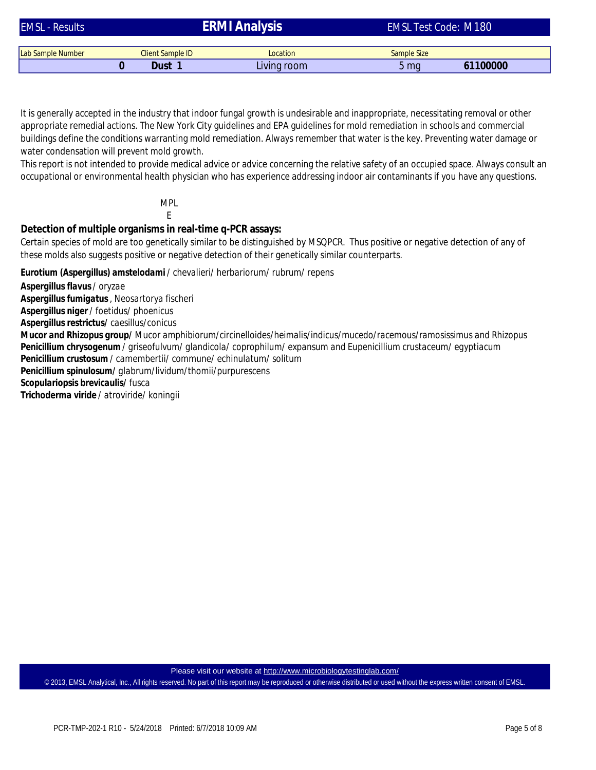| EMSL - Results | ERMI Analysis | | EMSL Test Code: M180 | |
|---|---|---|---|---|
| Lab Sample Number | Client Sample ID | Location | Sample Size | |
| 0 | Dust 1 | Living room | 5 mg | 61100000 |

It is generally accepted in the industry that indoor fungal growth is undesirable and inappropriate, necessitating removal or other appropriate remedial actions. The New York City guidelines and EPA guidelines for mold remediation in schools and commercial buildings define the conditions warranting mold remediation. Always remember that water is the key. Preventing water damage or water condensation will prevent mold growth.
This report is not intended to provide medical advice or advice concerning the relative safety of an occupied space. Always consult an occupational or environmental health physician who has experience addressing indoor air contaminants if you have any questions.

MPL
E

**Detection of multiple organisms in real-time q-PCR assays:**
Certain species of mold are too genetically similar to be distinguished by MSQPCR. Thus positive or negative detection of any of these molds also suggests positive or negative detection of their genetically similar counterparts.

***Eurotium (Aspergillus) amstelodami*** / chevalieri/ herbariorum/ rubrum/ repens

***Aspergillus flavus*** / oryzae

***Aspergillus fumigatus***, Neosartorya fischeri

***Aspergillus niger*** / foetidus/ phoenicus

***Aspergillus restrictus***/ caesillus/conicus

***Mucor and Rhizopus group***/ *Mucor amphibiorum/circinelloides/heimalis/indicus/mucedo/racemous/ramosissimus and Rhizopus*

***Penicillium chrysogenum*** / griseofulvum/ glandicola/ coprophilum/ *expansum and Eupenicillium crustaceum/ egyptiacum*

***Penicillium crustosum*** / camembertii/ commune/ echinulatum/ solitum

***Penicillium spinulosum***/ glabrum/lividum/thomii/purpurescens

***Scopulariopsis brevicaulis***/ fusca

***Trichoderma viride*** / atroviride/ koningii

Please visit our website at http://www.microbiologytestinglab.com/

© 2013, EMSL Analytical, Inc., All rights reserved. No part of this report may be reproduced or otherwise distributed or used without the express written consent of EMSL.

PCR-TMP-202-1 R10 - 5/24/2018 Printed: 6/7/2018 10:09 AM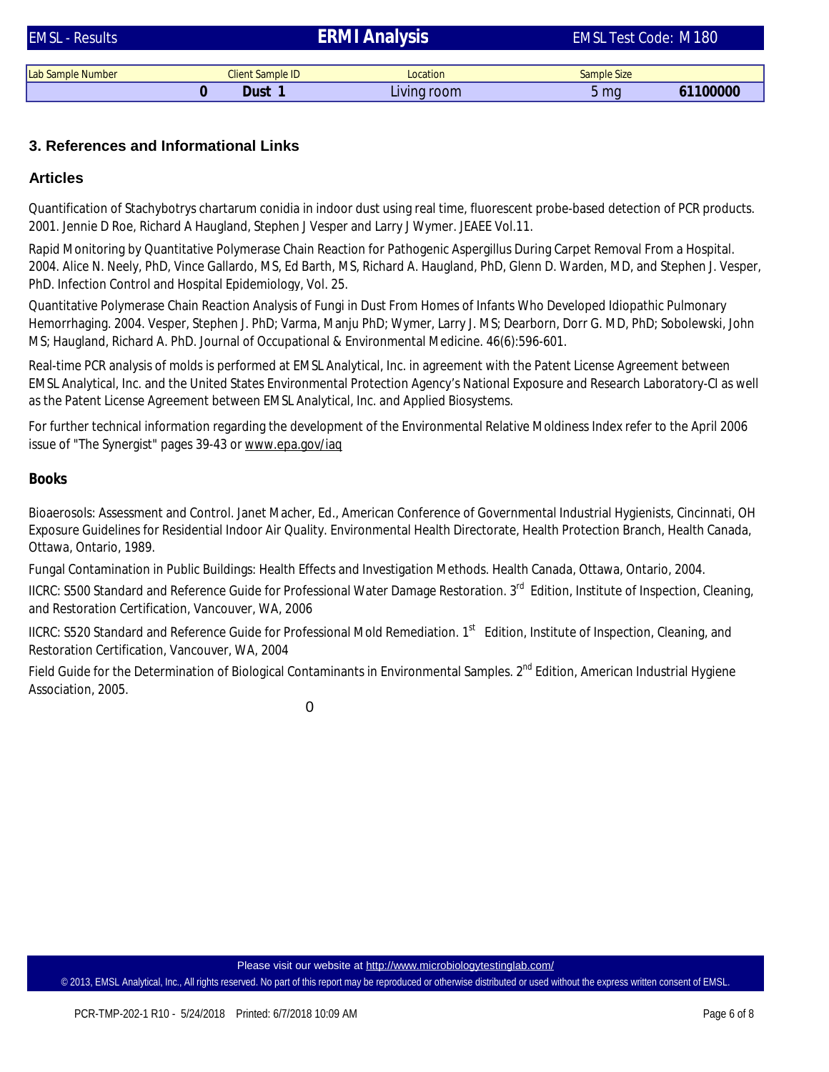| Lab Sample Number | Client Sample ID | Location | Sample Size | |
|---|---|---|---|---|
| 0 | Dust 1 | Living room | 5 mg | 61100000 |

## 3. References and Informational Links

### Articles

Quantification of Stachybotrys chartarum conidia in indoor dust using real time, fluorescent probe-based detection of PCR products. 2001. Jennie D Roe, Richard A Haugland, Stephen J Vesper and Larry J Wymer. JEAEE Vol.11.

Rapid Monitoring by Quantitative Polymerase Chain Reaction for Pathogenic Aspergillus During Carpet Removal From a Hospital. 2004. Alice N. Neely, PhD, Vince Gallardo, MS, Ed Barth, MS, Richard A. Haugland, PhD, Glenn D. Warden, MD, and Stephen J. Vesper, PhD. Infection Control and Hospital Epidemiology, Vol. 25.

Quantitative Polymerase Chain Reaction Analysis of Fungi in Dust From Homes of Infants Who Developed Idiopathic Pulmonary Hemorrhaging. 2004. Vesper, Stephen J. PhD; Varma, Manju PhD; Wymer, Larry J. MS; Dearborn, Dorr G. MD, PhD; Sobolewski, John MS; Haugland, Richard A. PhD. Journal of Occupational & Environmental Medicine. 46(6):596-601.

Real-time PCR analysis of molds is performed at EMSL Analytical, Inc. in agreement with the Patent License Agreement between EMSL Analytical, Inc. and the United States Environmental Protection Agency's National Exposure and Research Laboratory-CI as well as the Patent License Agreement between EMSL Analytical, Inc. and Applied Biosystems.

For further technical information regarding the development of the Environmental Relative Moldiness Index refer to the April 2006 issue of "The Synergist" pages 39-43 or www.epa.gov/iaq

### Books

Bioaerosols: Assessment and Control. Janet Macher, Ed., American Conference of Governmental Industrial Hygienists, Cincinnati, OH Exposure Guidelines for Residential Indoor Air Quality. Environmental Health Directorate, Health Protection Branch, Health Canada, Ottawa, Ontario, 1989.

Fungal Contamination in Public Buildings: Health Effects and Investigation Methods. Health Canada, Ottawa, Ontario, 2004.

IICRC: S500 Standard and Reference Guide for Professional Water Damage Restoration. 3rd Edition, Institute of Inspection, Cleaning, and Restoration Certification, Vancouver, WA, 2006

IICRC: S520 Standard and Reference Guide for Professional Mold Remediation. 1st Edition, Institute of Inspection, Cleaning, and Restoration Certification, Vancouver, WA, 2004

Field Guide for the Determination of Biological Contaminants in Environmental Samples. 2nd Edition, American Industrial Hygiene Association, 2005.

0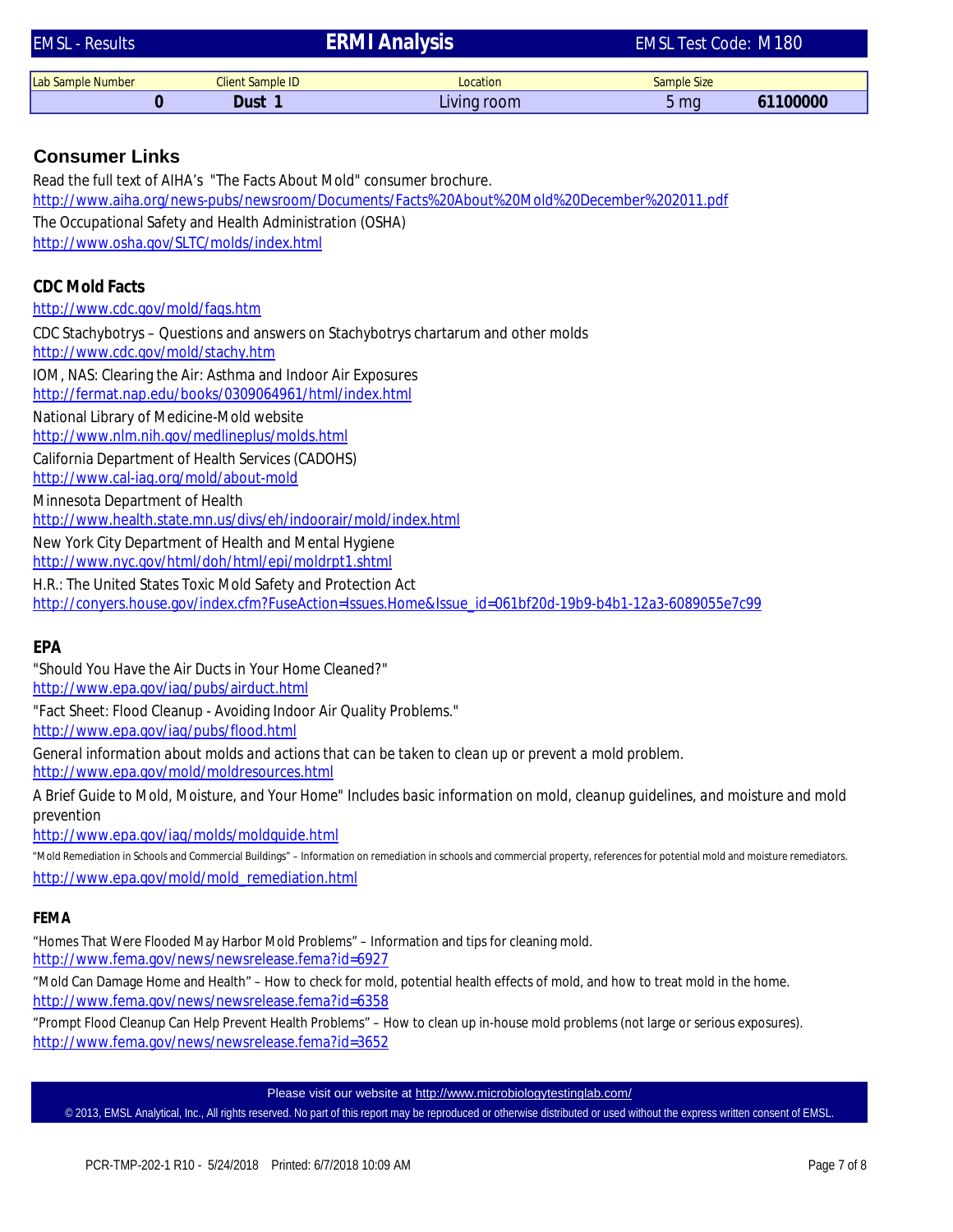| EMSL - Results | ERMI Analysis | EMSL Test Code: M180 | | |
|---|---|---|---|---|
| Lab Sample Number | Client Sample ID | Location | Sample Size | |
| 0 | Dust 1 | Living room | 5 mg | 61100000 |

## Consumer Links

Read the full text of AIHA's "The Facts About Mold" consumer brochure.
http://www.aiha.org/news-pubs/newsroom/Documents/Facts%20About%20Mold%20December%202011.pdf

The Occupational Safety and Health Administration (OSHA)
http://www.osha.gov/SLTC/molds/index.html

### CDC Mold Facts

http://www.cdc.gov/mold/faqs.htm

CDC Stachybotrys – Questions and answers on Stachybotrys chartarum and other molds
http://www.cdc.gov/mold/stachy.htm

IOM, NAS: Clearing the Air: Asthma and Indoor Air Exposures
http://fermat.nap.edu/books/0309064961/html/index.html

National Library of Medicine-Mold website
http://www.nlm.nih.gov/medlineplus/molds.html

California Department of Health Services (CADOHS)
http://www.cal-iaq.org/mold/about-mold

Minnesota Department of Health
http://www.health.state.mn.us/divs/eh/indoorair/mold/index.html

New York City Department of Health and Mental Hygiene
http://www.nyc.gov/html/doh/html/epi/moldrpt1.shtml

H.R.: The United States Toxic Mold Safety and Protection Act
http://conyers.house.gov/index.cfm?FuseAction=Issues.Home&Issue_id=061bf20d-19b9-b4b1-12a3-6089055e7c99

### EPA

"Should You Have the Air Ducts in Your Home Cleaned?"
http://www.epa.gov/iaq/pubs/airduct.html

"Fact Sheet: Flood Cleanup - Avoiding Indoor Air Quality Problems."
http://www.epa.gov/iaq/pubs/flood.html

General information about molds and actions that can be taken to clean up or prevent a mold problem.
http://www.epa.gov/mold/moldresources.html

A Brief Guide to Mold, Moisture, and Your Home" Includes basic information on mold, cleanup guidelines, and moisture and mold prevention
http://www.epa.gov/iaq/molds/moldguide.html

"Mold Remediation in Schools and Commercial Buildings" – Information on remediation in schools and commercial property, references for potential mold and moisture remediators.
http://www.epa.gov/mold/mold_remediation.html

### FEMA

"Homes That Were Flooded May Harbor Mold Problems" – Information and tips for cleaning mold.
http://www.fema.gov/news/newsrelease.fema?id=6927

"Mold Can Damage Home and Health" – How to check for mold, potential health effects of mold, and how to treat mold in the home.
http://www.fema.gov/news/newsrelease.fema?id=6358

"Prompt Flood Cleanup Can Help Prevent Health Problems" – How to clean up in-house mold problems (not large or serious exposures).
http://www.fema.gov/news/newsrelease.fema?id=3652

Please visit our website at http://www.microbiologytestinglab.com/

© 2013, EMSL Analytical, Inc., All rights reserved. No part of this report may be reproduced or otherwise distributed or used without the express written consent of EMSL.

PCR-TMP-202-1 R10 - 5/24/2018 Printed: 6/7/2018 10:09 AM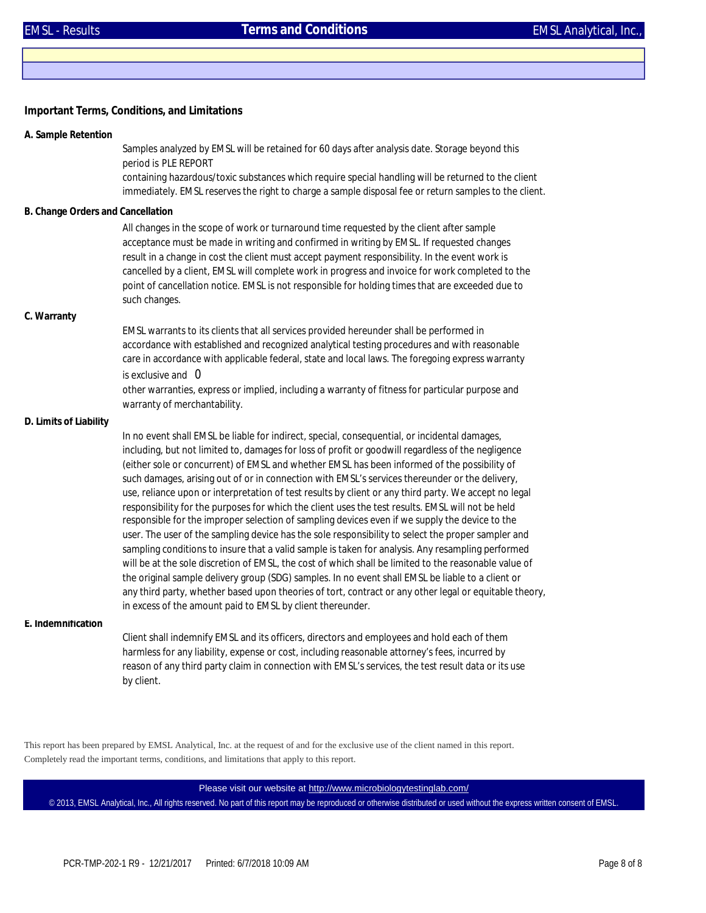## Terms and Conditions

### Important Terms, Conditions, and Limitations

**A. Sample Retention**

Samples analyzed by EMSL will be retained for 60 days after analysis date. Storage beyond this period is PLE REPORT
containing hazardous/toxic substances which require special handling will be returned to the client immediately. EMSL reserves the right to charge a sample disposal fee or return samples to the client.

**B. Change Orders and Cancellation**

All changes in the scope of work or turnaround time requested by the client after sample acceptance must be made in writing and confirmed in writing by EMSL. If requested changes result in a change in cost the client must accept payment responsibility. In the event work is cancelled by a client, EMSL will complete work in progress and invoice for work completed to the point of cancellation notice. EMSL is not responsible for holding times that are exceeded due to such changes.

**C. Warranty**

EMSL warrants to its clients that all services provided hereunder shall be performed in accordance with established and recognized analytical testing procedures and with reasonable care in accordance with applicable federal, state and local laws. The foregoing express warranty is exclusive and 0
other warranties, express or implied, including a warranty of fitness for particular purpose and warranty of merchantability.

**D. Limits of Liability**

In no event shall EMSL be liable for indirect, special, consequential, or incidental damages, including, but not limited to, damages for loss of profit or goodwill regardless of the negligence (either sole or concurrent) of EMSL and whether EMSL has been informed of the possibility of such damages, arising out of or in connection with EMSL's services thereunder or the delivery, use, reliance upon or interpretation of test results by client or any third party. We accept no legal responsibility for the purposes for which the client uses the test results. EMSL will not be held responsible for the improper selection of sampling devices even if we supply the device to the user. The user of the sampling device has the sole responsibility to select the proper sampler and sampling conditions to insure that a valid sample is taken for analysis. Any resampling performed will be at the sole discretion of EMSL, the cost of which shall be limited to the reasonable value of the original sample delivery group (SDG) samples. In no event shall EMSL be liable to a client or any third party, whether based upon theories of tort, contract or any other legal or equitable theory, in excess of the amount paid to EMSL by client thereunder.

**E. Indemnification**

Client shall indemnify EMSL and its officers, directors and employees and hold each of them harmless for any liability, expense or cost, including reasonable attorney's fees, incurred by reason of any third party claim in connection with EMSL's services, the test result data or its use by client.

This report has been prepared by EMSL Analytical, Inc. at the request of and for the exclusive use of the client named in this report. Completely read the important terms, conditions, and limitations that apply to this report.

Please visit our website at http://www.microbiologytestinglab.com/

© 2013, EMSL Analytical, Inc., All rights reserved. No part of this report may be reproduced or otherwise distributed or used without the express written consent of EMSL.

PCR-TMP-202-1 R9 - 12/21/2017 Printed: 6/7/2018 10:09 AM